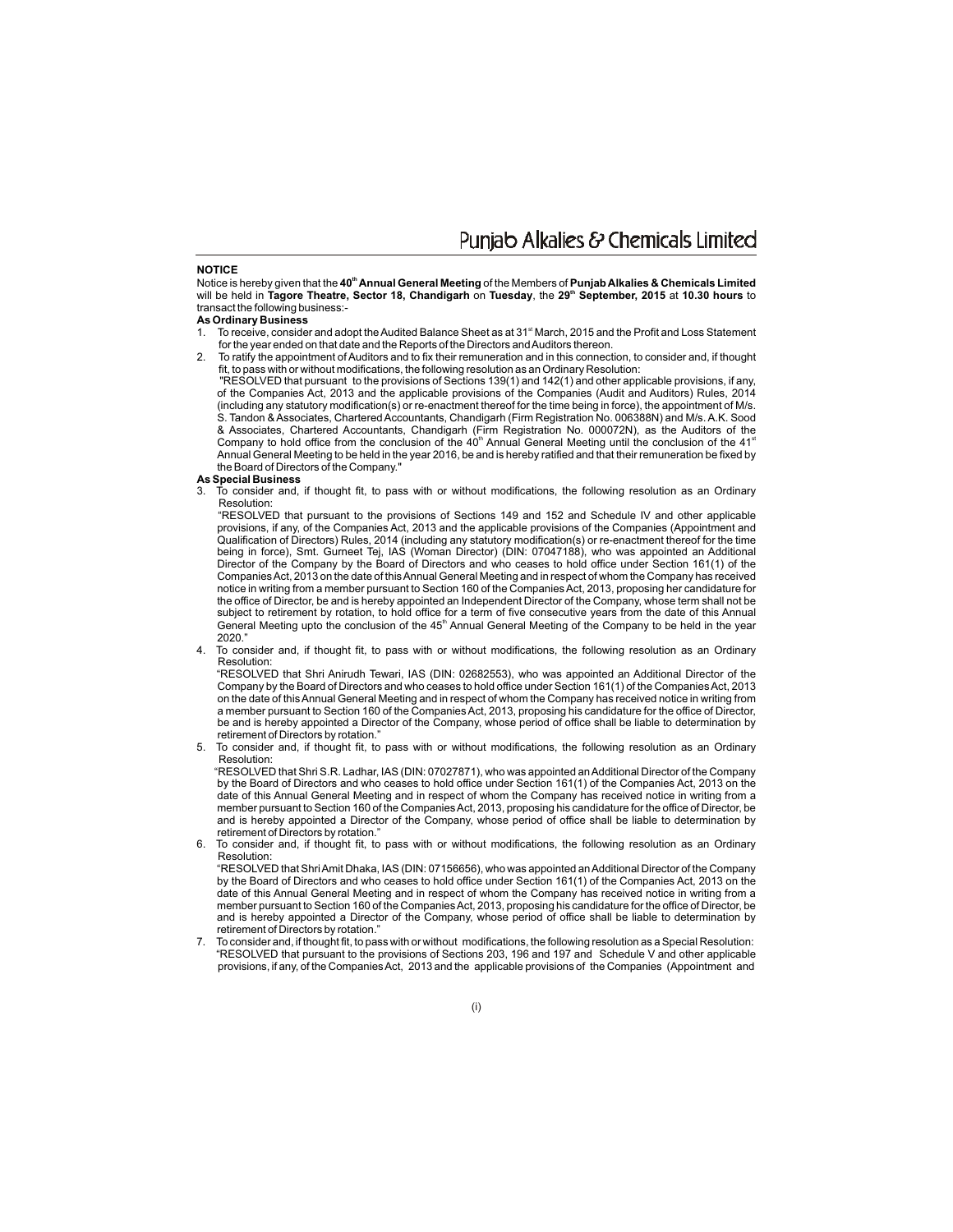## NOTICE

Notice is hereby given that the **40th Annual General Meeting** of the Members of **Punjab Alkalies & Chemicals Limited** will be held in **Tagore Theatre, Sector 18, Chandigarh** on **Tuesday**, the **29th September, 2015** at **10.30 hours** to transact the following business:-

**As Ordinary Business**

1. To receive, consider and adopt the Audited Balance Sheet as at 31st March, 2015 and the Profit and Loss Statement for the year ended on that date and the Reports of the Directors and Auditors thereon.
2. To ratify the appointment of Auditors and to fix their remuneration and in this connection, to consider and, if thought fit, to pass with or without modifications, the following resolution as an Ordinary Resolution:

   "RESOLVED that pursuant to the provisions of Sections 139(1) and 142(1) and other applicable provisions, if any, of the Companies Act, 2013 and the applicable provisions of the Companies (Audit and Auditors) Rules, 2014 (including any statutory modification(s) or re-enactment thereof for the time being in force), the appointment of M/s. S. Tandon & Associates, Chartered Accountants, Chandigarh (Firm Registration No. 006388N) and M/s. A.K. Sood & Associates, Chartered Accountants, Chandigarh (Firm Registration No. 000072N), as the Auditors of the Company to hold office from the conclusion of the 40th Annual General Meeting until the conclusion of the 41st Annual General Meeting to be held in the year 2016, be and is hereby ratified and that their remuneration be fixed by the Board of Directors of the Company."

**As Special Business**

3. To consider and, if thought fit, to pass with or without modifications, the following resolution as an Ordinary Resolution:

   "RESOLVED that pursuant to the provisions of Sections 149 and 152 and Schedule IV and other applicable provisions, if any, of the Companies Act, 2013 and the applicable provisions of the Companies (Appointment and Qualification of Directors) Rules, 2014 (including any statutory modification(s) or re-enactment thereof for the time being in force), Smt. Gurneet Tej, IAS (Woman Director) (DIN: 07047188), who was appointed an Additional Director of the Company by the Board of Directors and who ceases to hold office under Section 161(1) of the Companies Act, 2013 on the date of this Annual General Meeting and in respect of whom the Company has received notice in writing from a member pursuant to Section 160 of the Companies Act, 2013, proposing her candidature for the office of Director, be and is hereby appointed an Independent Director of the Company, whose term shall not be subject to retirement by rotation, to hold office for a term of five consecutive years from the date of this Annual General Meeting upto the conclusion of the 45th Annual General Meeting of the Company to be held in the year 2020."

4. To consider and, if thought fit, to pass with or without modifications, the following resolution as an Ordinary Resolution:

   "RESOLVED that Shri Anirudh Tewari, IAS (DIN: 02682553), who was appointed an Additional Director of the Company by the Board of Directors and who ceases to hold office under Section 161(1) of the Companies Act, 2013 on the date of this Annual General Meeting and in respect of whom the Company has received notice in writing from a member pursuant to Section 160 of the Companies Act, 2013, proposing his candidature for the office of Director, be and is hereby appointed a Director of the Company, whose period of office shall be liable to determination by retirement of Directors by rotation."

5. To consider and, if thought fit, to pass with or without modifications, the following resolution as an Ordinary Resolution:

   "RESOLVED that Shri S.R. Ladhar, IAS (DIN: 07027871), who was appointed an Additional Director of the Company by the Board of Directors and who ceases to hold office under Section 161(1) of the Companies Act, 2013 on the date of this Annual General Meeting and in respect of whom the Company has received notice in writing from a member pursuant to Section 160 of the Companies Act, 2013, proposing his candidature for the office of Director, be and is hereby appointed a Director of the Company, whose period of office shall be liable to determination by retirement of Directors by rotation."

6. To consider and, if thought fit, to pass with or without modifications, the following resolution as an Ordinary Resolution:

   "RESOLVED that Shri Amit Dhaka, IAS (DIN: 07156656), who was appointed an Additional Director of the Company by the Board of Directors and who ceases to hold office under Section 161(1) of the Companies Act, 2013 on the date of this Annual General Meeting and in respect of whom the Company has received notice in writing from a member pursuant to Section 160 of the Companies Act, 2013, proposing his candidature for the office of Director, be and is hereby appointed a Director of the Company, whose period of office shall be liable to determination by retirement of Directors by rotation."

7. To consider and, if thought fit, to pass with or without modifications, the following resolution as a Special Resolution:

   "RESOLVED that pursuant to the provisions of Sections 203, 196 and 197 and Schedule V and other applicable provisions, if any, of the Companies Act, 2013 and the applicable provisions of the Companies (Appointment and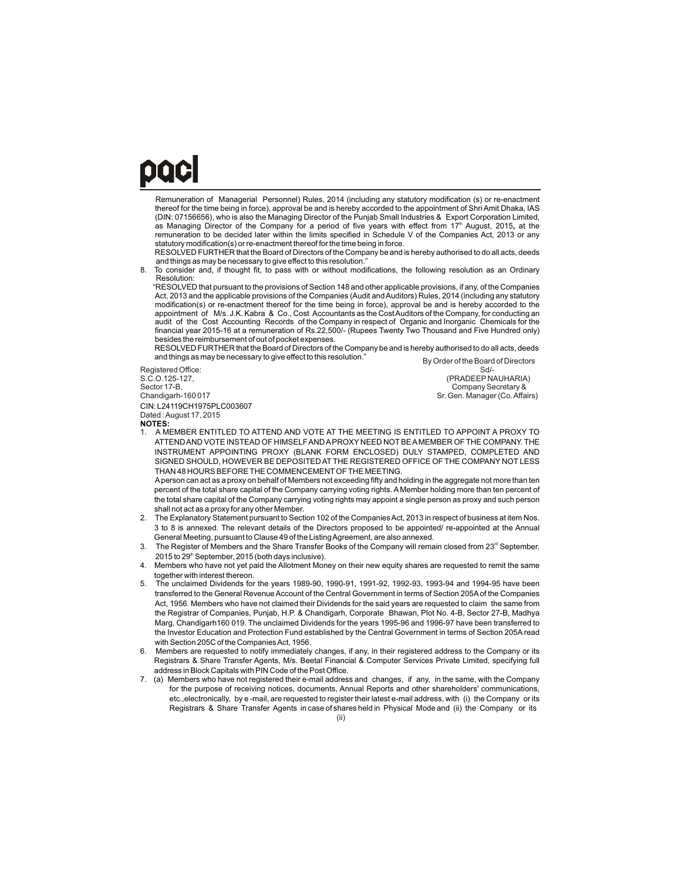Remuneration of Managerial Personnel) Rules, 2014 (including any statutory modification (s) or re-enactment thereof for the time being in force), approval be and is hereby accorded to the appointment of Shri Amit Dhaka, IAS (DIN: 07156656), who is also the Managing Director of the Punjab Small Industries & Export Corporation Limited, as Managing Director of the Company for a period of five years with effect from 17th August, 2015**,** at the remuneration to be decided later within the limits specified in Schedule V of the Companies Act, 2013 or any statutory modification(s) or re-enactment thereof for the time being in force.

RESOLVED FURTHER that the Board of Directors of the Company be and is hereby authorised to do all acts, deeds and things as may be necessary to give effect to this resolution."

8. To consider and, if thought fit, to pass with or without modifications, the following resolution as an Ordinary Resolution:

   "RESOLVED that pursuant to the provisions of Section 148 and other applicable provisions, if any, of the Companies Act, 2013 and the applicable provisions of the Companies (Audit and Auditors) Rules, 2014 (including any statutory modification(s) or re-enactment thereof for the time being in force), approval be and is hereby accorded to the appointment of M/s. J.K. Kabra & Co., Cost Accountants as the Cost Auditors of the Company, for conducting an audit of the Cost Accounting Records of the Company in respect of Organic and Inorganic Chemicals for the financial year 2015-16 at a remuneration of Rs.22,500/- (Rupees Twenty Two Thousand and Five Hundred only) besides the reimbursement of out of pocket expenses.

   RESOLVED FURTHER that the Board of Directors of the Company be and is hereby authorised to do all acts, deeds and things as may be necessary to give effect to this resolution."

By Order of the Board of Directors
Sd/-
(PRADEEP NAUHARIA)
Company Secretary &
Sr. Gen. Manager (Co. Affairs)

Registered Office:
S.C.O.125-127,
Sector 17-B,
Chandigarh-160 017

CIN: L24119CH1975PLC003607

Dated : August 17, 2015

**NOTES:**

1. A MEMBER ENTITLED TO ATTEND AND VOTE AT THE MEETING IS ENTITLED TO APPOINT A PROXY TO ATTEND AND VOTE INSTEAD OF HIMSELF AND A PROXY NEED NOT BE A MEMBER OF THE COMPANY. THE INSTRUMENT APPOINTING PROXY (BLANK FORM ENCLOSED) DULY STAMPED, COMPLETED AND SIGNED SHOULD, HOWEVER BE DEPOSITED AT THE REGISTERED OFFICE OF THE COMPANY NOT LESS THAN 48 HOURS BEFORE THE COMMENCEMENT OF THE MEETING.

   A person can act as a proxy on behalf of Members not exceeding fifty and holding in the aggregate not more than ten percent of the total share capital of the Company carrying voting rights. A Member holding more than ten percent of the total share capital of the Company carrying voting rights may appoint a single person as proxy and such person shall not act as a proxy for any other Member.

2. The Explanatory Statement pursuant to Section 102 of the Companies Act, 2013 in respect of business at item Nos. 3 to 8 is annexed. The relevant details of the Directors proposed to be appointed/ re-appointed at the Annual General Meeting, pursuant to Clause 49 of the Listing Agreement, are also annexed.

3. The Register of Members and the Share Transfer Books of the Company will remain closed from 23rd September, 2015 to 29th September, 2015 (both days inclusive).

4. Members who have not yet paid the Allotment Money on their new equity shares are requested to remit the same together with interest thereon.

5. The unclaimed Dividends for the years 1989-90, 1990-91, 1991-92, 1992-93, 1993-94 and 1994-95 have been transferred to the General Revenue Account of the Central Government in terms of Section 205A of the Companies Act, 1956. Members who have not claimed their Dividends for the said years are requested to claim the same from the Registrar of Companies, Punjab, H.P. & Chandigarh, Corporate Bhawan, Plot No. 4-B, Sector 27-B, Madhya Marg, Chandigarh160 019. The unclaimed Dividends for the years 1995-96 and 1996-97 have been transferred to the Investor Education and Protection Fund established by the Central Government in terms of Section 205A read with Section 205C of the Companies Act, 1956.

6. Members are requested to notify immediately changes, if any, in their registered address to the Company or its Registrars & Share Transfer Agents, M/s. Beetal Financial & Computer Services Private Limited, specifying full address in Block Capitals with PIN Code of the Post Office.

7. (a) Members who have not registered their e-mail address and changes, if any, in the same, with the Company for the purpose of receiving notices, documents, Annual Reports and other shareholders' communications, etc.,electronically, by e -mail, are requested to register their latest e-mail address, with (i) the Company or its Registrars & Share Transfer Agents in case of shares held in Physical Mode and (ii) the Company or its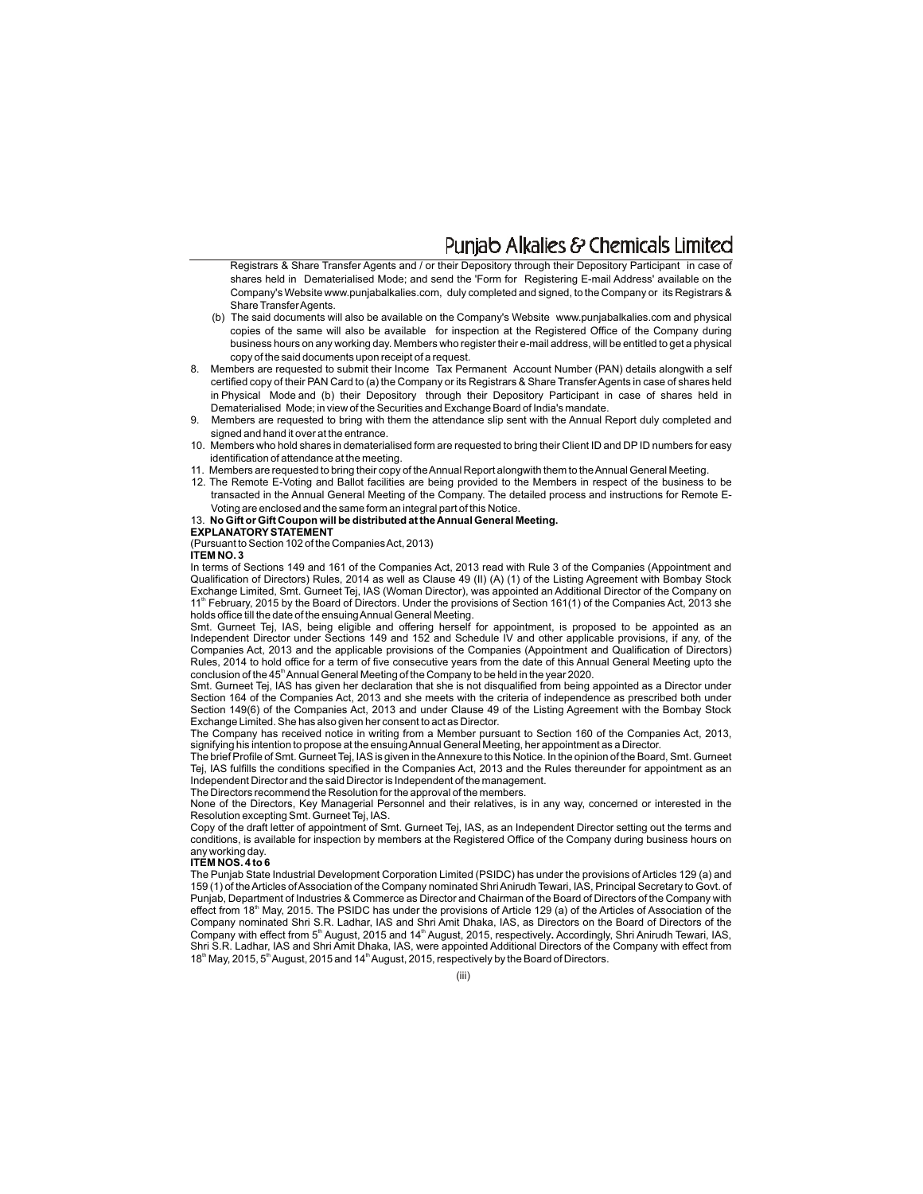Registrars & Share Transfer Agents and / or their Depository through their Depository Participant in case of shares held in Dematerialised Mode; and send the 'Form for Registering E-mail Address' available on the Company's Website www.punjabalkalies.com, duly completed and signed, to the Company or its Registrars & Share Transfer Agents.

(b) The said documents will also be available on the Company's Website www.punjabalkalies.com and physical copies of the same will also be available for inspection at the Registered Office of the Company during business hours on any working day. Members who register their e-mail address, will be entitled to get a physical copy of the said documents upon receipt of a request.

8. Members are requested to submit their Income Tax Permanent Account Number (PAN) details alongwith a self certified copy of their PAN Card to (a) the Company or its Registrars & Share Transfer Agents in case of shares held in Physical Mode and (b) their Depository through their Depository Participant in case of shares held in Dematerialised Mode; in view of the Securities and Exchange Board of India's mandate.
9. Members are requested to bring with them the attendance slip sent with the Annual Report duly completed and signed and hand it over at the entrance.
10. Members who hold shares in dematerialised form are requested to bring their Client ID and DP ID numbers for easy identification of attendance at the meeting.
11. Members are requested to bring their copy of the Annual Report alongwith them to the Annual General Meeting.
12. The Remote E-Voting and Ballot facilities are being provided to the Members in respect of the business to be transacted in the Annual General Meeting of the Company. The detailed process and instructions for Remote E-Voting are enclosed and the same form an integral part of this Notice.
13. **No Gift or Gift Coupon will be distributed at the Annual General Meeting.**

**EXPLANATORY STATEMENT**

(Pursuant to Section 102 of the Companies Act, 2013)

**ITEM NO. 3**

In terms of Sections 149 and 161 of the Companies Act, 2013 read with Rule 3 of the Companies (Appointment and Qualification of Directors) Rules, 2014 as well as Clause 49 (II) (A) (1) of the Listing Agreement with Bombay Stock Exchange Limited, Smt. Gurneet Tej, IAS (Woman Director), was appointed an Additional Director of the Company on 11th February, 2015 by the Board of Directors. Under the provisions of Section 161(1) of the Companies Act, 2013 she holds office till the date of the ensuing Annual General Meeting.

Smt. Gurneet Tej, IAS, being eligible and offering herself for appointment, is proposed to be appointed as an Independent Director under Sections 149 and 152 and Schedule IV and other applicable provisions, if any, of the Companies Act, 2013 and the applicable provisions of the Companies (Appointment and Qualification of Directors) Rules, 2014 to hold office for a term of five consecutive years from the date of this Annual General Meeting upto the conclusion of the 45th Annual General Meeting of the Company to be held in the year 2020.

Smt. Gurneet Tej, IAS has given her declaration that she is not disqualified from being appointed as a Director under Section 164 of the Companies Act, 2013 and she meets with the criteria of independence as prescribed both under Section 149(6) of the Companies Act, 2013 and under Clause 49 of the Listing Agreement with the Bombay Stock Exchange Limited. She has also given her consent to act as Director.

The Company has received notice in writing from a Member pursuant to Section 160 of the Companies Act, 2013, signifying his intention to propose at the ensuing Annual General Meeting, her appointment as a Director.

The brief Profile of Smt. Gurneet Tej, IAS is given in the Annexure to this Notice. In the opinion of the Board, Smt. Gurneet Tej, IAS fulfills the conditions specified in the Companies Act, 2013 and the Rules thereunder for appointment as an Independent Director and the said Director is Independent of the management.

The Directors recommend the Resolution for the approval of the members.

None of the Directors, Key Managerial Personnel and their relatives, is in any way, concerned or interested in the Resolution excepting Smt. Gurneet Tej, IAS.

Copy of the draft letter of appointment of Smt. Gurneet Tej, IAS, as an Independent Director setting out the terms and conditions, is available for inspection by members at the Registered Office of the Company during business hours on any working day.

**ITEM NOS. 4 to 6**

The Punjab State Industrial Development Corporation Limited (PSIDC) has under the provisions of Articles 129 (a) and 159 (1) of the Articles of Association of the Company nominated Shri Anirudh Tewari, IAS, Principal Secretary to Govt. of Punjab, Department of Industries & Commerce as Director and Chairman of the Board of Directors of the Company with effect from 18th May, 2015. The PSIDC has under the provisions of Article 129 (a) of the Articles of Association of the Company nominated Shri S.R. Ladhar, IAS and Shri Amit Dhaka, IAS, as Directors on the Board of Directors of the Company with effect from 5th August, 2015 and 14th August, 2015, respectively. Accordingly, Shri Anirudh Tewari, IAS, Shri S.R. Ladhar, IAS and Shri Amit Dhaka, IAS, were appointed Additional Directors of the Company with effect from 18th May, 2015, 5th August, 2015 and 14th August, 2015, respectively by the Board of Directors.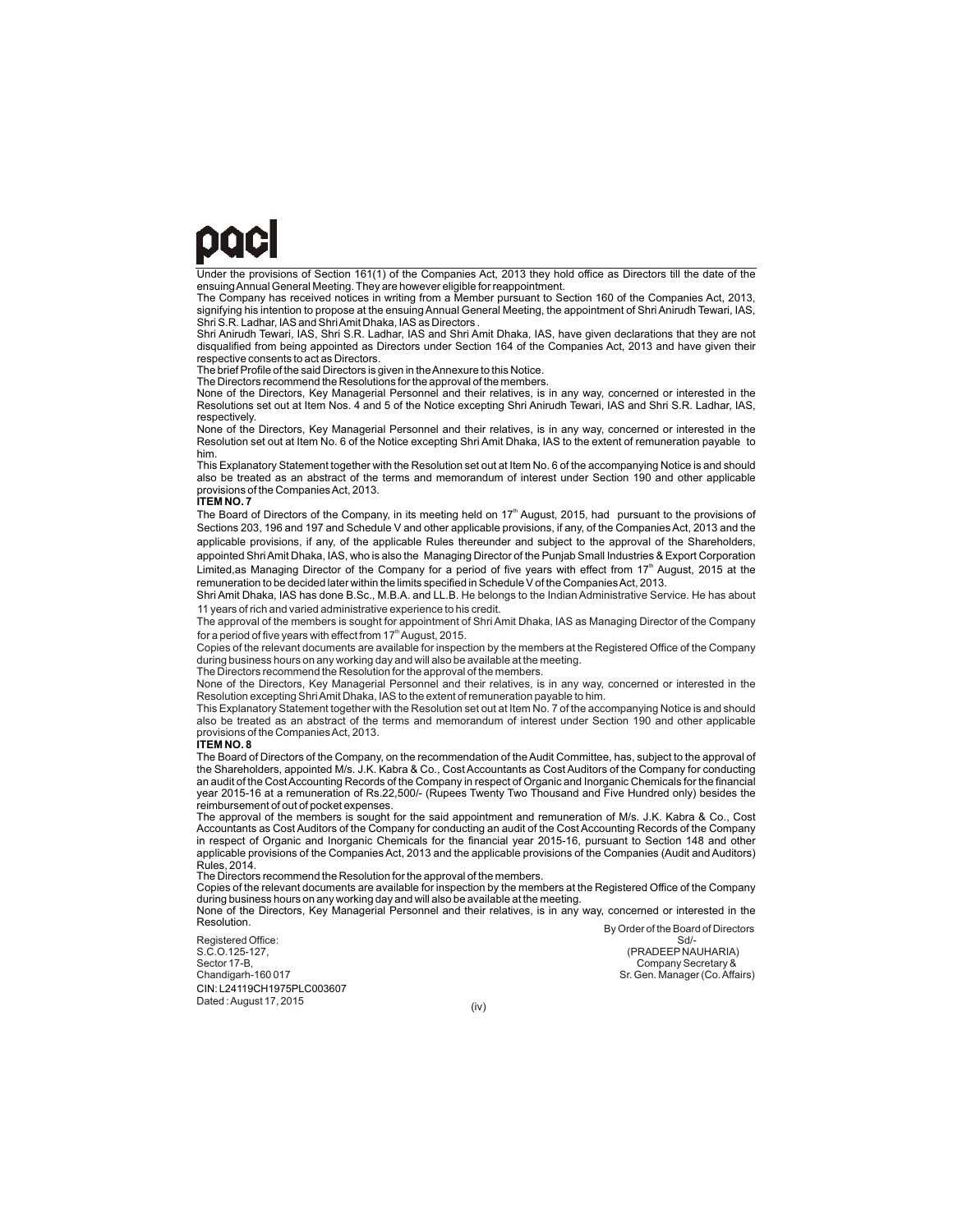Under the provisions of Section 161(1) of the Companies Act, 2013 they hold office as Directors till the date of the ensuing Annual General Meeting. They are however eligible for reappointment.

The Company has received notices in writing from a Member pursuant to Section 160 of the Companies Act, 2013, signifying his intention to propose at the ensuing Annual General Meeting, the appointment of Shri Anirudh Tewari, IAS, Shri S.R. Ladhar, IAS and Shri Amit Dhaka, IAS as Directors .

Shri Anirudh Tewari, IAS, Shri S.R. Ladhar, IAS and Shri Amit Dhaka, IAS, have given declarations that they are not disqualified from being appointed as Directors under Section 164 of the Companies Act, 2013 and have given their respective consents to act as Directors.

The brief Profile of the said Directors is given in the Annexure to this Notice.

The Directors recommend the Resolutions for the approval of the members.

None of the Directors, Key Managerial Personnel and their relatives, is in any way, concerned or interested in the Resolutions set out at Item Nos. 4 and 5 of the Notice excepting Shri Anirudh Tewari, IAS and Shri S.R. Ladhar, IAS, respectively.

None of the Directors, Key Managerial Personnel and their relatives, is in any way, concerned or interested in the Resolution set out at Item No. 6 of the Notice excepting Shri Amit Dhaka, IAS to the extent of remuneration payable to him.

This Explanatory Statement together with the Resolution set out at Item No. 6 of the accompanying Notice is and should also be treated as an abstract of the terms and memorandum of interest under Section 190 and other applicable provisions of the Companies Act, 2013.

**ITEM NO. 7**

The Board of Directors of the Company, in its meeting held on 17th August, 2015, had pursuant to the provisions of Sections 203, 196 and 197 and Schedule V and other applicable provisions, if any, of the Companies Act, 2013 and the applicable provisions, if any, of the applicable Rules thereunder and subject to the approval of the Shareholders, appointed Shri Amit Dhaka, IAS, who is also the Managing Director of the Punjab Small Industries & Export Corporation Limited,as Managing Director of the Company for a period of five years with effect from 17th August, 2015 at the remuneration to be decided later within the limits specified in Schedule V of the Companies Act, 2013.

Shri Amit Dhaka, IAS has done B.Sc., M.B.A. and LL.B. He belongs to the Indian Administrative Service. He has about 11 years of rich and varied administrative experience to his credit.

The approval of the members is sought for appointment of Shri Amit Dhaka, IAS as Managing Director of the Company for a period of five years with effect from 17th August, 2015.

Copies of the relevant documents are available for inspection by the members at the Registered Office of the Company during business hours on any working day and will also be available at the meeting.

The Directors recommend the Resolution for the approval of the members.

None of the Directors, Key Managerial Personnel and their relatives, is in any way, concerned or interested in the Resolution excepting Shri Amit Dhaka, IAS to the extent of remuneration payable to him.

This Explanatory Statement together with the Resolution set out at Item No. 7 of the accompanying Notice is and should also be treated as an abstract of the terms and memorandum of interest under Section 190 and other applicable provisions of the Companies Act, 2013.

**ITEM NO. 8**

The Board of Directors of the Company, on the recommendation of the Audit Committee, has, subject to the approval of the Shareholders, appointed M/s. J.K. Kabra & Co., Cost Accountants as Cost Auditors of the Company for conducting an audit of the Cost Accounting Records of the Company in respect of Organic and Inorganic Chemicals for the financial year 2015-16 at a remuneration of Rs.22,500/- (Rupees Twenty Two Thousand and Five Hundred only) besides the reimbursement of out of pocket expenses.

The approval of the members is sought for the said appointment and remuneration of M/s. J.K. Kabra & Co., Cost Accountants as Cost Auditors of the Company for conducting an audit of the Cost Accounting Records of the Company in respect of Organic and Inorganic Chemicals for the financial year 2015-16, pursuant to Section 148 and other applicable provisions of the Companies Act, 2013 and the applicable provisions of the Companies (Audit and Auditors) Rules, 2014.

The Directors recommend the Resolution for the approval of the members.

Copies of the relevant documents are available for inspection by the members at the Registered Office of the Company during business hours on any working day and will also be available at the meeting.

None of the Directors, Key Managerial Personnel and their relatives, is in any way, concerned or interested in the Resolution.

By Order of the Board of Directors
Sd/-
(PRADEEP NAUHARIA)
Company Secretary &
Sr. Gen. Manager (Co. Affairs)

Registered Office:
S.C.O.125-127,
Sector 17-B,
Chandigarh-160 017
CIN: L24119CH1975PLC003607
Dated : August 17, 2015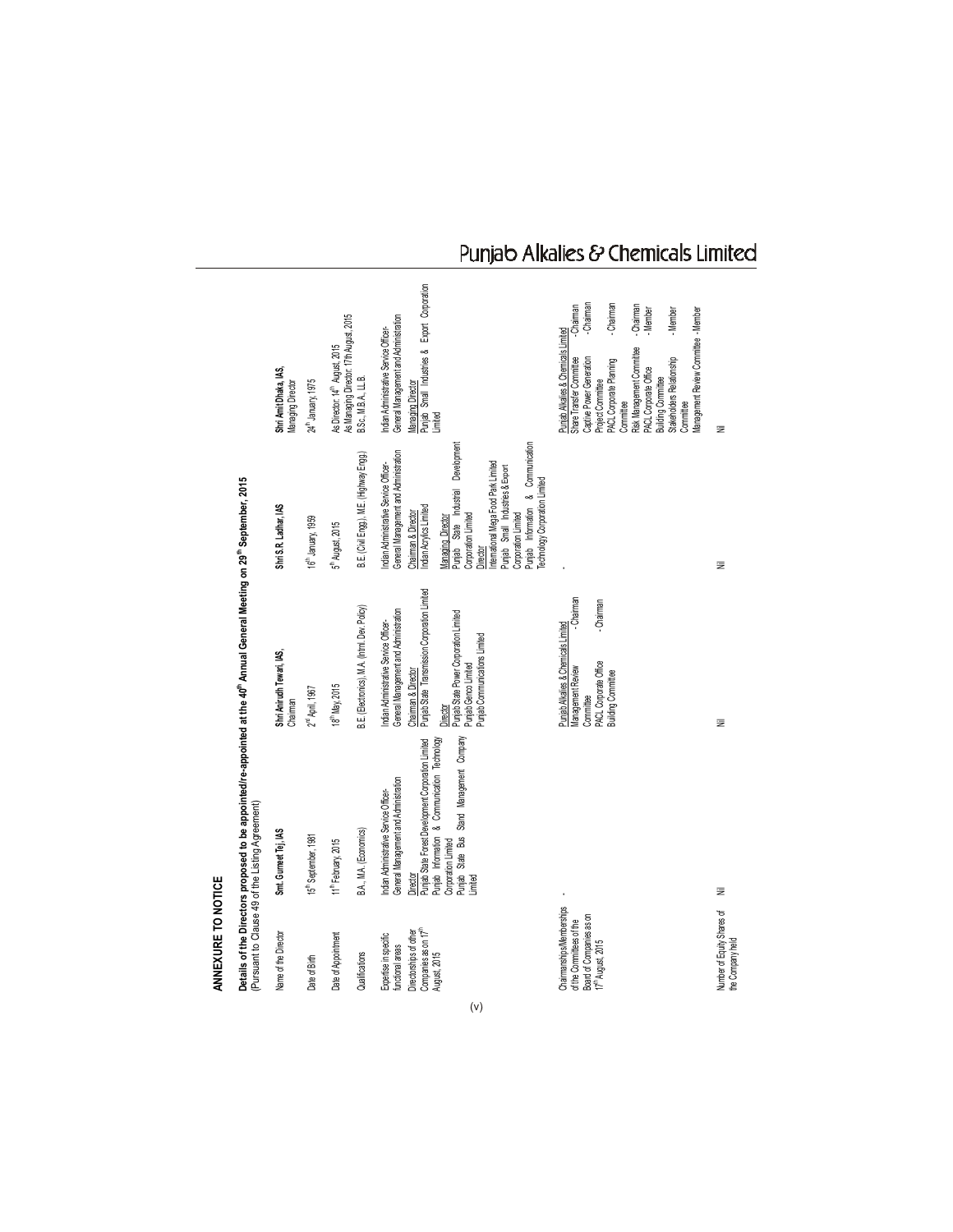# ANNEXURE TO NOTICE

**Details of the Directors proposed to be appointed/re-appointed at the 40th Annual General Meeting on 29th September, 2015**
(Pursuant to Clause 49 of the Listing Agreement)

| Name of the Director | **Smt. Gurneet Tej, IAS** | **Shri Anirudh Tewari, IAS,** Chairman | **Shri S.R. Ladhar, IAS** | **Shri Amit Dhaka, IAS,** Managing Director |
|---|---|---|---|---|
| Date of Birth | 15th September, 1981 | 2nd April, 1967 | 16th January, 1959 | 24th January, 1975 |
| Date of Appointment | 11th February, 2015 | 18th May, 2015 | 5th August, 2015 | As Director: 14th August, 2015<br>As Managing Director: 17th August, 2015 |
| Qualifications | B.A., M.A. (Economics) | B.E. (Electronics), M.A. (Intnl. Dev. Policy) | B.E. (Civil Engg.), M.E. (Highway Engg.) | B.Sc., M.B.A., LL.B. |
| Expertise in specific functional areas | Indian Administrative Service Officer-General Management and Administration | Indian Administrative Service Officer-General Management and Administration | Indian Administrative Service Officer-General Management and Administration | Indian Administrative Service Officer-General Management and Administration |
| Directorships of other Companies as on 17th August, 2015 | Director<br>Punjab State Forest Development Corporation Limited<br>Punjab Information & Communication Technology Corporation Limited<br>Punjab State Bus Stand Management Company Limited | Chairman & Director<br>Punjab State Transmission Corporation Limited<br>Director<br>Punjab State Power Corporation Limited<br>Punjab Genco Limited<br>Punjab Communications Limited | Chairman & Director<br>Indian Acrylics Limited<br>Managing Director<br>Punjab State Industrial Development Corporation Limited<br>Director<br>International Mega Food Park Limited<br>Punjab Small Industries & Export Corporation Limited<br>Punjab Information & Communication Technology Corporation Limited | Managing Director<br>Punjab Small Industries & Export Corporation Limited |
| Chairmanships/Memberships of the Committees of the Board of Companies as on 17th August, 2015 | - | Punjab Alkalies & Chemicals Limited<br>Management Review Committee - Chairman<br>PACL Corporate Office Building Committee - Chairman | - | Punjab Alkalies & Chemicals Limited<br>Share Transfer Committee - Chairman<br>Captive Power Generation Project Committee - Chairman<br>PACL Corporate Planning Committee - Chairman<br>Risk Management Committee - Chairman<br>PACL Corporate Office Building Committee - Member<br>Stakeholders Relationship Committee - Member<br>Management Review Committee - Member |
| Number of Equity Shares of the Company held | Nil | Nil | Nil | Nil |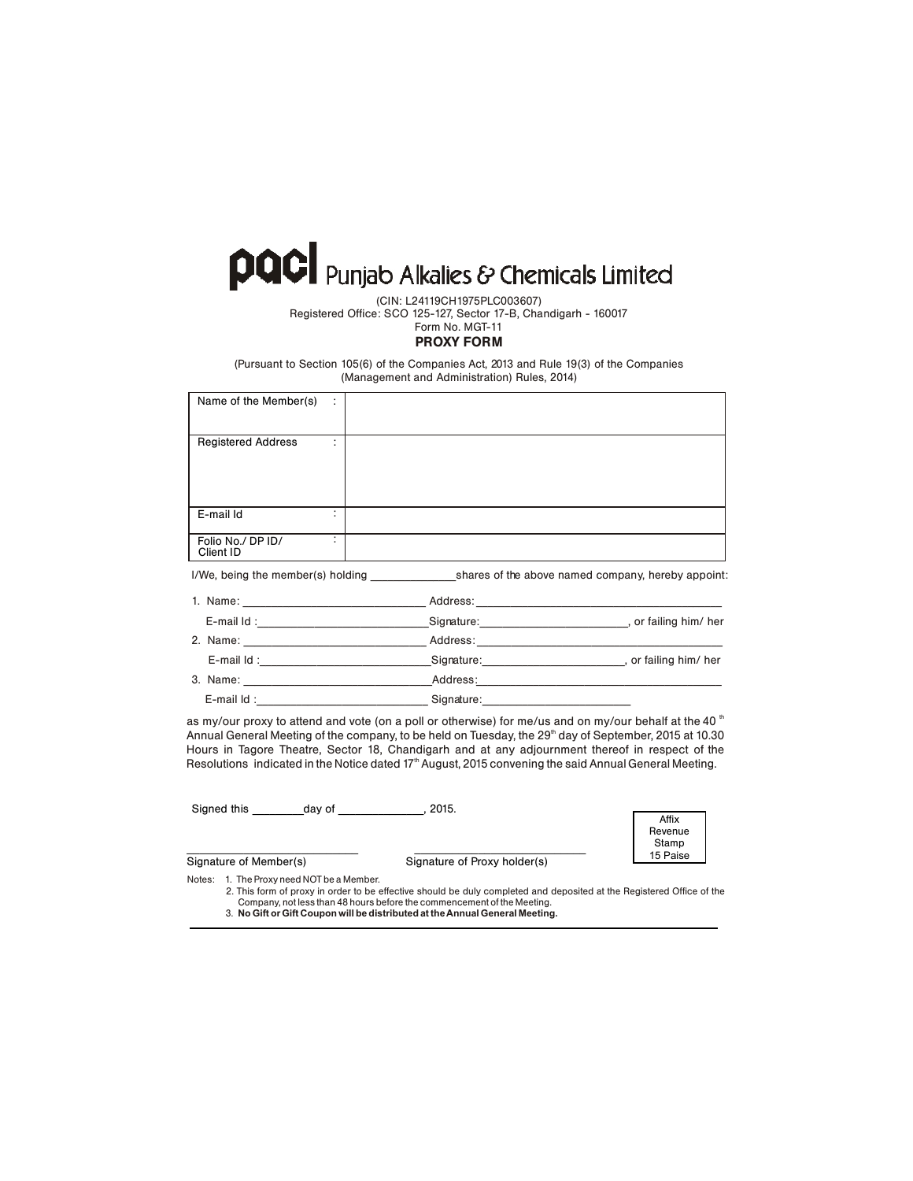# pacl Punjab Alkalies & Chemicals Limited

(CIN: L24119CH1975PLC003607)
Registered Office: SCO 125-127, Sector 17-B, Chandigarh - 160017
Form No. MGT-11

## PROXY FORM

(Pursuant to Section 105(6) of the Companies Act, 2013 and Rule 19(3) of the Companies (Management and Administration) Rules, 2014)

| | |
|---|---|
| Name of the Member(s) : | |
| Registered Address : | |
| E-mail Id : | |
| Folio No./ DP ID/ Client ID : | |

I/We, being the member(s) holding _____________shares of the above named company, hereby appoint:

1. Name: ____________________________ Address: ______________________________________
   E-mail Id :___________________________Signature:_______________________, or failing him/ her
2. Name: ____________________________ Address: ______________________________________
   E-mail Id :___________________________Signature:_______________________, or failing him/ her
3. Name: ____________________________Address:_______________________________________
   E-mail Id :___________________________ Signature:_______________________

as my/our proxy to attend and vote (on a poll or otherwise) for me/us and on my/our behalf at the 40th Annual General Meeting of the company, to be held on Tuesday, the 29th day of September, 2015 at 10.30 Hours in Tagore Theatre, Sector 18, Chandigarh and at any adjournment thereof in respect of the Resolutions indicated in the Notice dated 17th August, 2015 convening the said Annual General Meeting.

Signed this ________day of _____________, 2015.

Affix Revenue Stamp 15 Paise

___________________________ Signature of Member(s)

___________________________ Signature of Proxy holder(s)

Notes:
1. The Proxy need NOT be a Member.
2. This form of proxy in order to be effective should be duly completed and deposited at the Registered Office of the Company, not less than 48 hours before the commencement of the Meeting.
3. **No Gift or Gift Coupon will be distributed at the Annual General Meeting.**